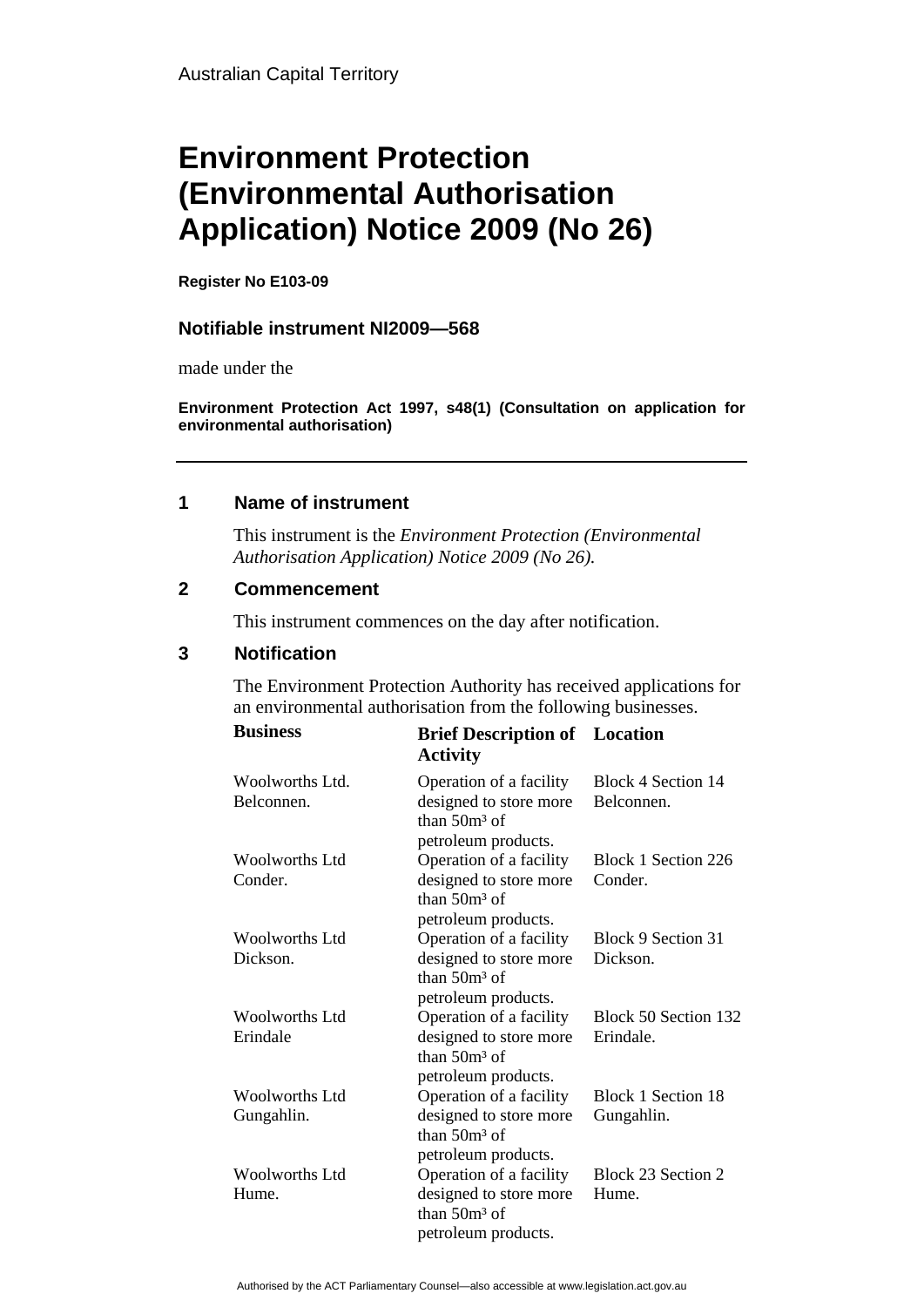Australian Capital Territory

# Environment Protection (Environmental Authorisation Application) Notice 2009 (No 26)

**Register No E103-09**

### Notifiable instrument NI2009—568

made under the

**Environment Protection Act 1997, s48(1) (Consultation on application for environmental authorisation)**

---

## 1 Name of instrument

This instrument is the *Environment Protection (Environmental Authorisation Application) Notice 2009 (No 26).*

## 2 Commencement

This instrument commences on the day after notification.

## 3 Notification

The Environment Protection Authority has received applications for an environmental authorisation from the following businesses.

| Business | Brief Description of Activity | Location |
|---|---|---|
| Woolworths Ltd. Belconnen. | Operation of a facility designed to store more than $50m^3$ of petroleum products. | Block 4 Section 14 Belconnen. |
| Woolworths Ltd Conder. | Operation of a facility designed to store more than $50m^3$ of petroleum products. | Block 1 Section 226 Conder. |
| Woolworths Ltd Dickson. | Operation of a facility designed to store more than $50m^3$ of petroleum products. | Block 9 Section 31 Dickson. |
| Woolworths Ltd Erindale | Operation of a facility designed to store more than $50m^3$ of petroleum products. | Block 50 Section 132 Erindale. |
| Woolworths Ltd Gungahlin. | Operation of a facility designed to store more than $50m^3$ of petroleum products. | Block 1 Section 18 Gungahlin. |
| Woolworths Ltd Hume. | Operation of a facility designed to store more than $50m^3$ of petroleum products. | Block 23 Section 2 Hume. |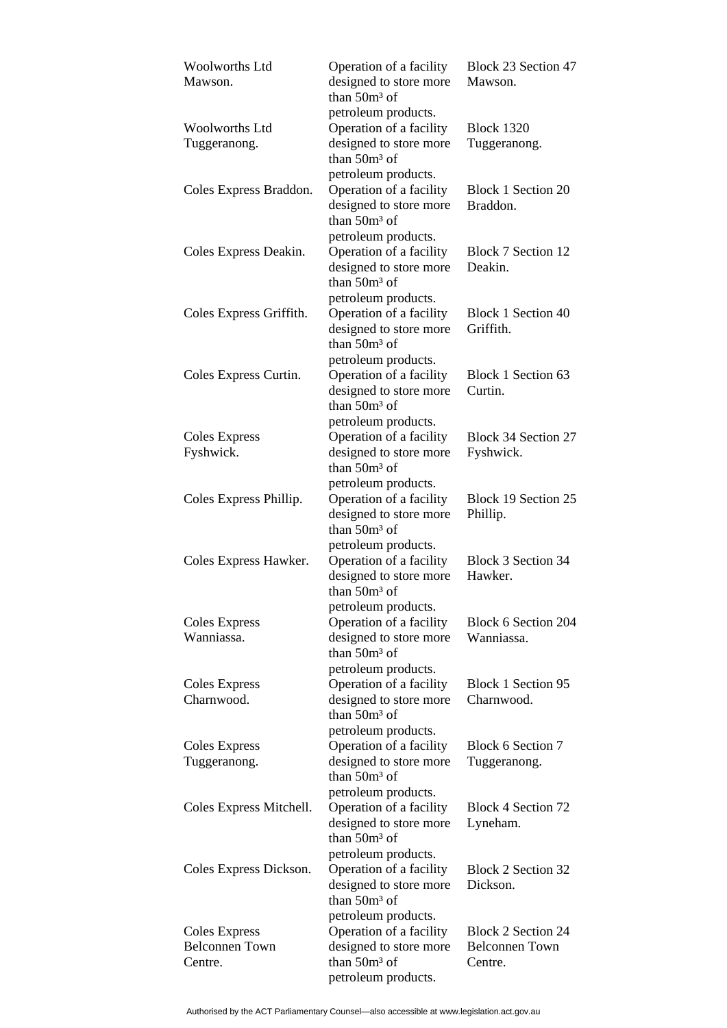| | | |
|---|---|---|
| Woolworths Ltd Mawson. | Operation of a facility designed to store more than $50m^3$ of petroleum products. | Block 23 Section 47 Mawson. |
| Woolworths Ltd Tuggeranong. | Operation of a facility designed to store more than $50m^3$ of petroleum products. | Block 1320 Tuggeranong. |
| Coles Express Braddon. | Operation of a facility designed to store more than $50m^3$ of petroleum products. | Block 1 Section 20 Braddon. |
| Coles Express Deakin. | Operation of a facility designed to store more than $50m^3$ of petroleum products. | Block 7 Section 12 Deakin. |
| Coles Express Griffith. | Operation of a facility designed to store more than $50m^3$ of petroleum products. | Block 1 Section 40 Griffith. |
| Coles Express Curtin. | Operation of a facility designed to store more than $50m^3$ of petroleum products. | Block 1 Section 63 Curtin. |
| Coles Express Fyshwick. | Operation of a facility designed to store more than $50m^3$ of petroleum products. | Block 34 Section 27 Fyshwick. |
| Coles Express Phillip. | Operation of a facility designed to store more than $50m^3$ of petroleum products. | Block 19 Section 25 Phillip. |
| Coles Express Hawker. | Operation of a facility designed to store more than $50m^3$ of petroleum products. | Block 3 Section 34 Hawker. |
| Coles Express Wanniassa. | Operation of a facility designed to store more than $50m^3$ of petroleum products. | Block 6 Section 204 Wanniassa. |
| Coles Express Charnwood. | Operation of a facility designed to store more than $50m^3$ of petroleum products. | Block 1 Section 95 Charnwood. |
| Coles Express Tuggeranong. | Operation of a facility designed to store more than $50m^3$ of petroleum products. | Block 6 Section 7 Tuggeranong. |
| Coles Express Mitchell. | Operation of a facility designed to store more than $50m^3$ of petroleum products. | Block 4 Section 72 Lyneham. |
| Coles Express Dickson. | Operation of a facility designed to store more than $50m^3$ of petroleum products. | Block 2 Section 32 Dickson. |
| Coles Express Belconnen Town Centre. | Operation of a facility designed to store more than $50m^3$ of petroleum products. | Block 2 Section 24 Belconnen Town Centre. |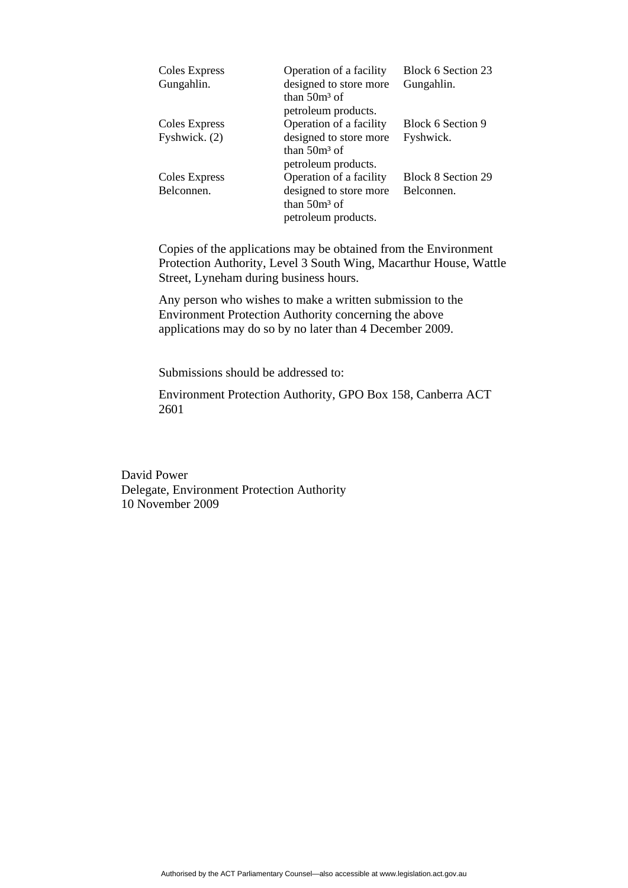| | | |
|---|---|---|
| Coles Express Gungahlin. | Operation of a facility designed to store more than $50m^3$ of petroleum products. | Block 6 Section 23 Gungahlin. |
| Coles Express Fyshwick. (2) | Operation of a facility designed to store more than $50m^3$ of petroleum products. | Block 6 Section 9 Fyshwick. |
| Coles Express Belconnen. | Operation of a facility designed to store more than $50m^3$ of petroleum products. | Block 8 Section 29 Belconnen. |

Copies of the applications may be obtained from the Environment Protection Authority, Level 3 South Wing, Macarthur House, Wattle Street, Lyneham during business hours.

Any person who wishes to make a written submission to the Environment Protection Authority concerning the above applications may do so by no later than 4 December 2009.

Submissions should be addressed to:

Environment Protection Authority, GPO Box 158, Canberra ACT 2601

David Power
Delegate, Environment Protection Authority
10 November 2009